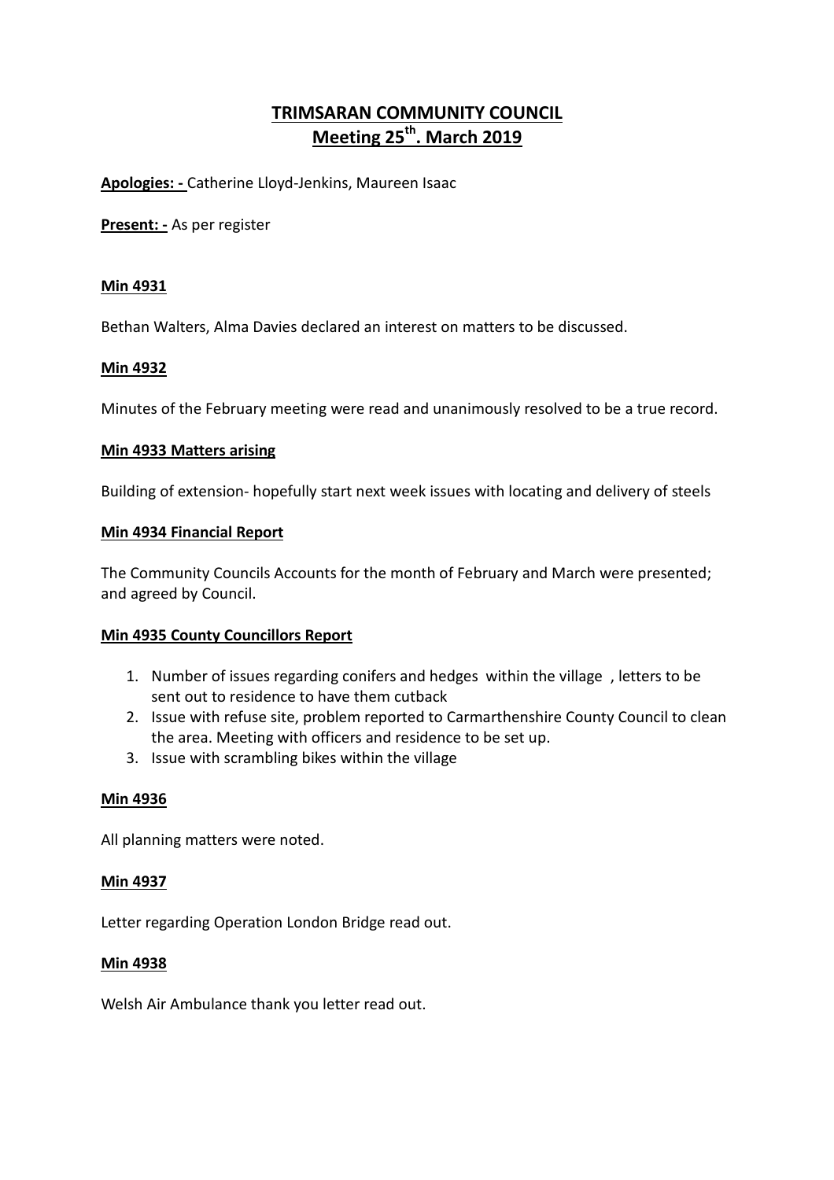# TRIMSARAN COMMUNITY COUNCIL
## Meeting 25th. March 2019

**Apologies: -** Catherine Lloyd-Jenkins, Maureen Isaac

**Present: -** As per register

**Min 4931**

Bethan Walters, Alma Davies declared an interest on matters to be discussed.

**Min 4932**

Minutes of the February meeting were read and unanimously resolved to be a true record.

**Min 4933 Matters arising**

Building of extension- hopefully start next week issues with locating and delivery of steels

**Min 4934 Financial Report**

The Community Councils Accounts for the month of February and March were presented; and agreed by Council.

**Min 4935 County Councillors Report**

1. Number of issues regarding conifers and hedges within the village , letters to be sent out to residence to have them cutback
2. Issue with refuse site, problem reported to Carmarthenshire County Council to clean the area. Meeting with officers and residence to be set up.
3. Issue with scrambling bikes within the village

**Min 4936**

All planning matters were noted.

**Min 4937**

Letter regarding Operation London Bridge read out.

**Min 4938**

Welsh Air Ambulance thank you letter read out.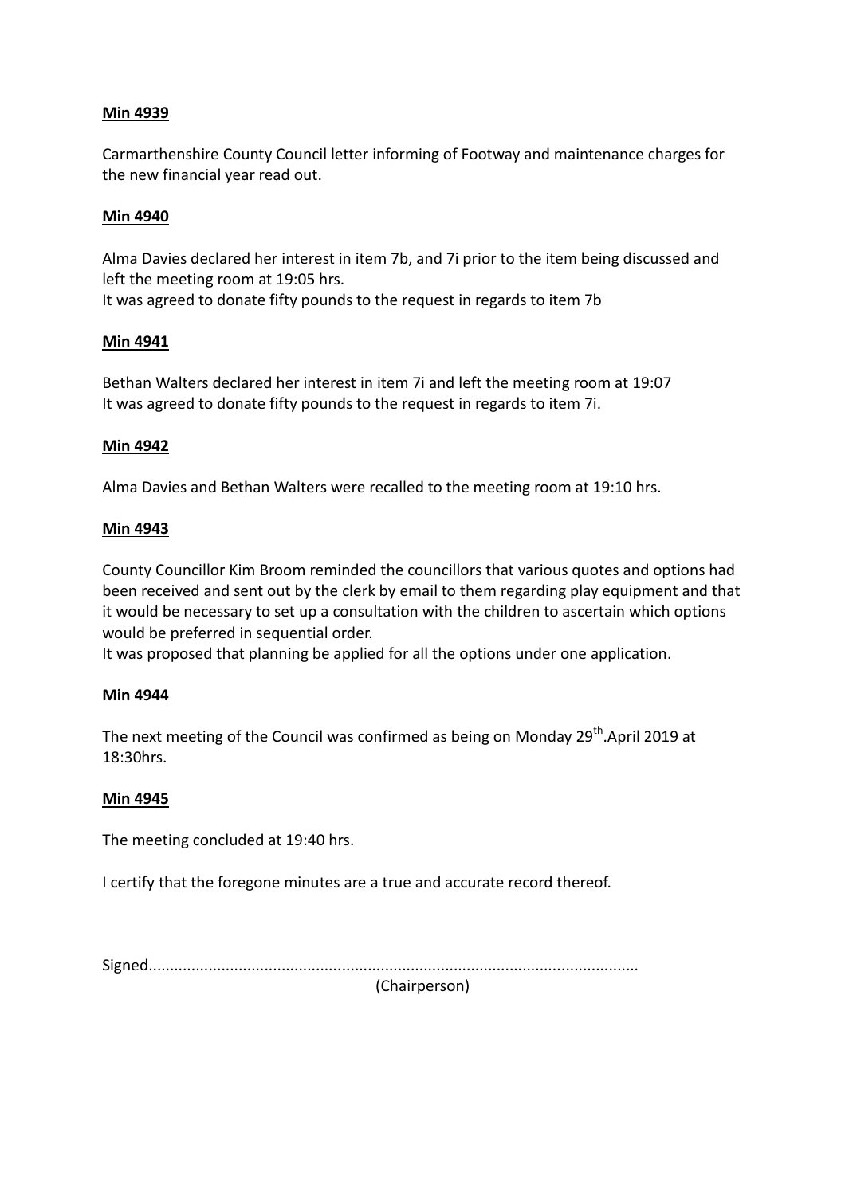**Min 4939**

Carmarthenshire County Council letter informing of Footway and maintenance charges for the new financial year read out.

**Min 4940**

Alma Davies declared her interest in item 7b, and 7i prior to the item being discussed and left the meeting room at 19:05 hrs.
It was agreed to donate fifty pounds to the request in regards to item 7b

**Min 4941**

Bethan Walters declared her interest in item 7i and left the meeting room at 19:07
It was agreed to donate fifty pounds to the request in regards to item 7i.

**Min 4942**

Alma Davies and Bethan Walters were recalled to the meeting room at 19:10 hrs.

**Min 4943**

County Councillor Kim Broom reminded the councillors that various quotes and options had been received and sent out by the clerk by email to them regarding play equipment and that it would be necessary to set up a consultation with the children to ascertain which options would be preferred in sequential order.
It was proposed that planning be applied for all the options under one application.

**Min 4944**

The next meeting of the Council was confirmed as being on Monday 29th.April 2019 at 18:30hrs.

**Min 4945**

The meeting concluded at 19:40 hrs.

I certify that the foregone minutes are a true and accurate record thereof.

Signed..................................................................................................................
(Chairperson)